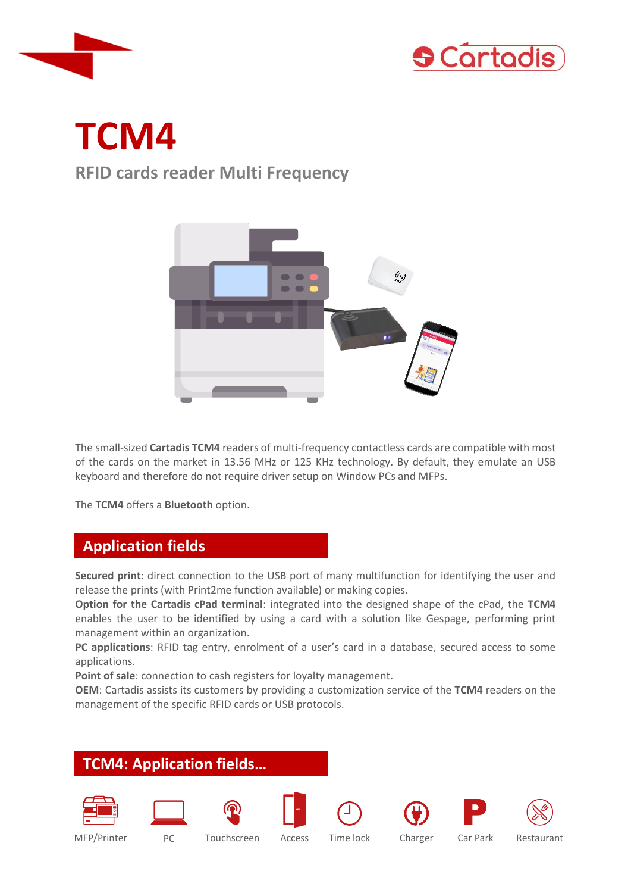# TCM4

## RFID cards reader Multi Frequency

The small-sized **Cartadis TCM4** readers of multi-frequency contactless cards are compatible with most of the cards on the market in 13.56 MHz or 125 KHz technology. By default, they emulate an USB keyboard and therefore do not require driver setup on Window PCs and MFPs.

The **TCM4** offers a **Bluetooth** option.

## Application fields

**Secured print**: direct connection to the USB port of many multifunction for identifying the user and release the prints (with Print2me function available) or making copies.
**Option for the Cartadis cPad terminal**: integrated into the designed shape of the cPad, the **TCM4** enables the user to be identified by using a card with a solution like Gespage, performing print management within an organization.
**PC applications**: RFID tag entry, enrolment of a user's card in a database, secured access to some applications.
**Point of sale**: connection to cash registers for loyalty management.
**OEM**: Cartadis assists its customers by providing a customization service of the **TCM4** readers on the management of the specific RFID cards or USB protocols.

## TCM4: Application fields…

MFP/Printer | PC | Touchscreen | Access | Time lock | Charger | Car Park | Restaurant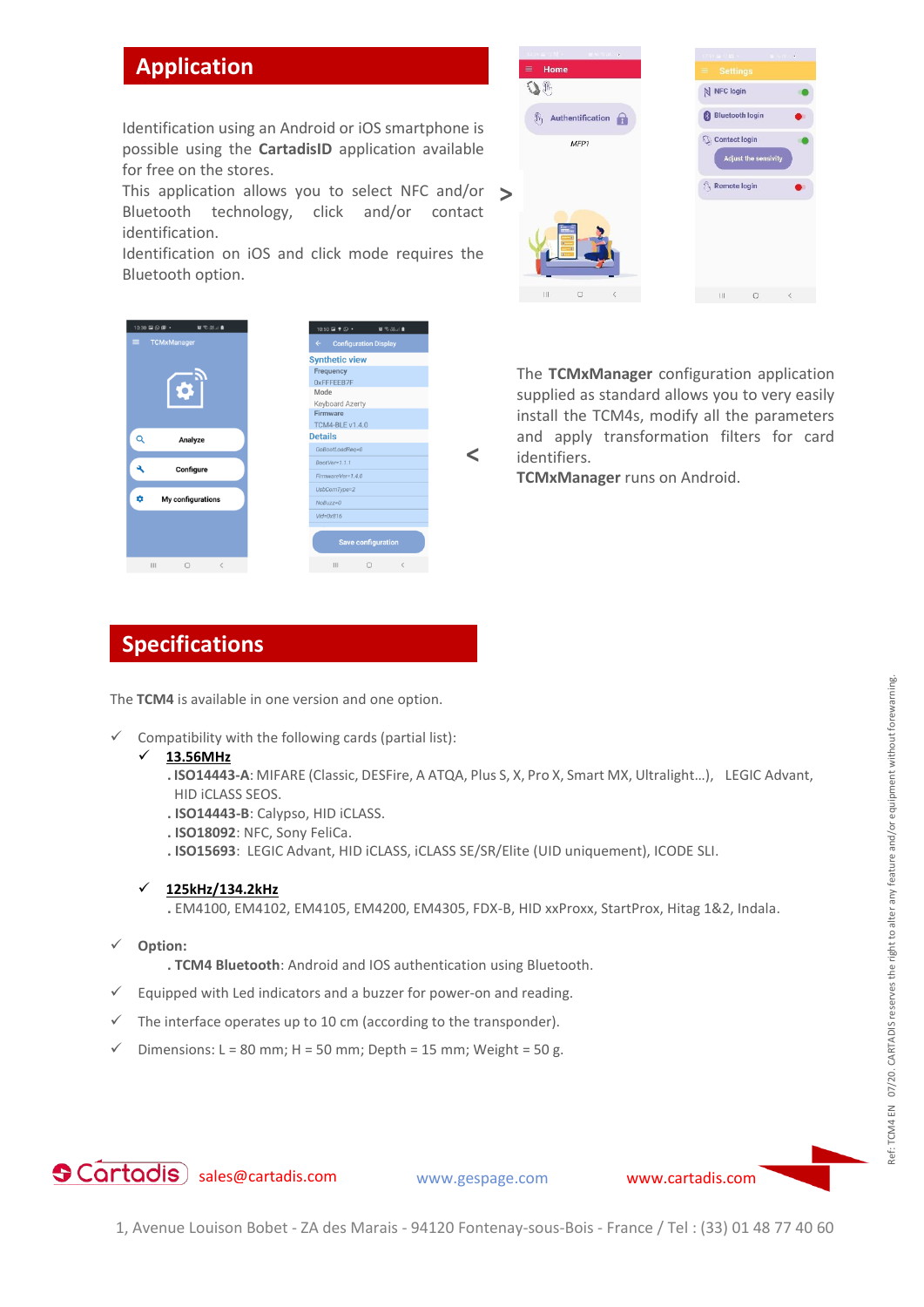## Application

Identification using an Android or iOS smartphone is possible using the **CartadisID** application available for free on the stores.
This application allows you to select NFC and/or Bluetooth technology, click and/or contact identification.
Identification on iOS and click mode requires the Bluetooth option.

The **TCMxManager** configuration application supplied as standard allows you to very easily install the TCM4s, modify all the parameters and apply transformation filters for card identifiers.
**TCMxManager** runs on Android.

## Specifications

The **TCM4** is available in one version and one option.

- ✓ Compatibility with the following cards (partial list):
  - ✓ **13.56MHz**
    - . **ISO14443-A**: MIFARE (Classic, DESFire, A ATQA, Plus S, X, Pro X, Smart MX, Ultralight...), LEGIC Advant, HID iCLASS SEOS.
    - . **ISO14443-B**: Calypso, HID iCLASS.
    - . **ISO18092**: NFC, Sony FeliCa.
    - . **ISO15693**: LEGIC Advant, HID iCLASS, iCLASS SE/SR/Elite (UID uniquement), ICODE SLI.
  - ✓ **125kHz/134.2kHz**
    - . EM4100, EM4102, EM4105, EM4200, EM4305, FDX-B, HID xxProxx, StartProx, Hitag 1&2, Indala.
- ✓ **Option:**
  - . **TCM4 Bluetooth**: Android and IOS authentication using Bluetooth.
- ✓ Equipped with Led indicators and a buzzer for power-on and reading.
- ✓ The interface operates up to 10 cm (according to the transponder).
- ✓ Dimensions: L = 80 mm; H = 50 mm; Depth = 15 mm; Weight = 50 g.

Ref: TCM4 EN 07/20. CARTADIS reserves the right to alter any feature and/or equipment without forewarning.

Cartadis sales@cartadis.com www.gespage.com www.cartadis.com

1, Avenue Louison Bobet - ZA des Marais - 94120 Fontenay-sous-Bois - France / Tel : (33) 01 48 77 40 60